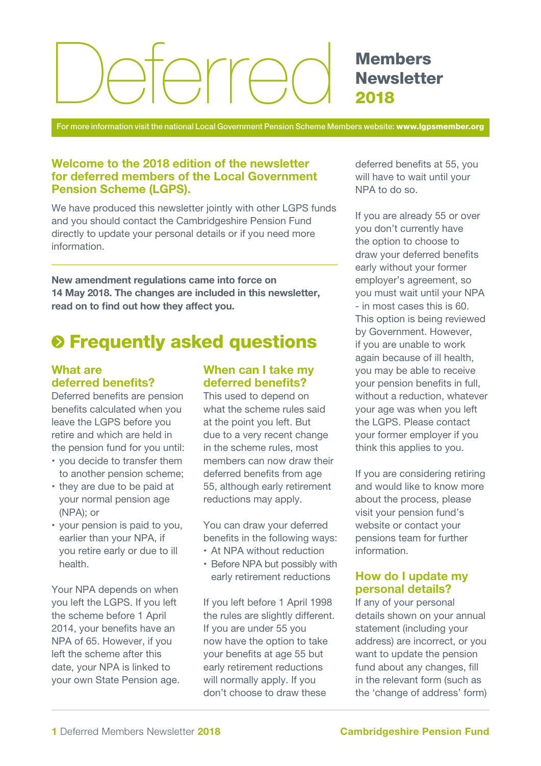# Deferred Members Newsletter 2018

For more information visit the national Local Government Pension Scheme Members website: **www.lgpsmember.org**

## Welcome to the 2018 edition of the newsletter for deferred members of the Local Government Pension Scheme (LGPS).

We have produced this newsletter jointly with other LGPS funds and you should contact the Cambridgeshire Pension Fund directly to update your personal details or if you need more information.

**New amendment regulations came into force on 14 May 2018. The changes are included in this newsletter, read on to find out how they affect you.**

## Frequently asked questions

### What are deferred benefits?

Deferred benefits are pension benefits calculated when you leave the LGPS before you retire and which are held in the pension fund for you until:

- you decide to transfer them to another pension scheme;
- they are due to be paid at your normal pension age (NPA); or
- your pension is paid to you, earlier than your NPA, if you retire early or due to ill health.

Your NPA depends on when you left the LGPS. If you left the scheme before 1 April 2014, your benefits have an NPA of 65. However, if you left the scheme after this date, your NPA is linked to your own State Pension age.

### When can I take my deferred benefits?

This used to depend on what the scheme rules said at the point you left. But due to a very recent change in the scheme rules, most members can now draw their deferred benefits from age 55, although early retirement reductions may apply.

You can draw your deferred benefits in the following ways:

- At NPA without reduction
- Before NPA but possibly with early retirement reductions

If you left before 1 April 1998 the rules are slightly different. If you are under 55 you now have the option to take your benefits at age 55 but early retirement reductions will normally apply. If you don't choose to draw these deferred benefits at 55, you will have to wait until your NPA to do so.

If you are already 55 or over you don't currently have the option to choose to draw your deferred benefits early without your former employer's agreement, so you must wait until your NPA - in most cases this is 60. This option is being reviewed by Government. However, if you are unable to work again because of ill health, you may be able to receive your pension benefits in full, without a reduction, whatever your age was when you left the LGPS. Please contact your former employer if you think this applies to you.

If you are considering retiring and would like to know more about the process, please visit your pension fund's website or contact your pensions team for further information.

### How do I update my personal details?

If any of your personal details shown on your annual statement (including your address) are incorrect, or you want to update the pension fund about any changes, fill in the relevant form (such as the 'change of address' form)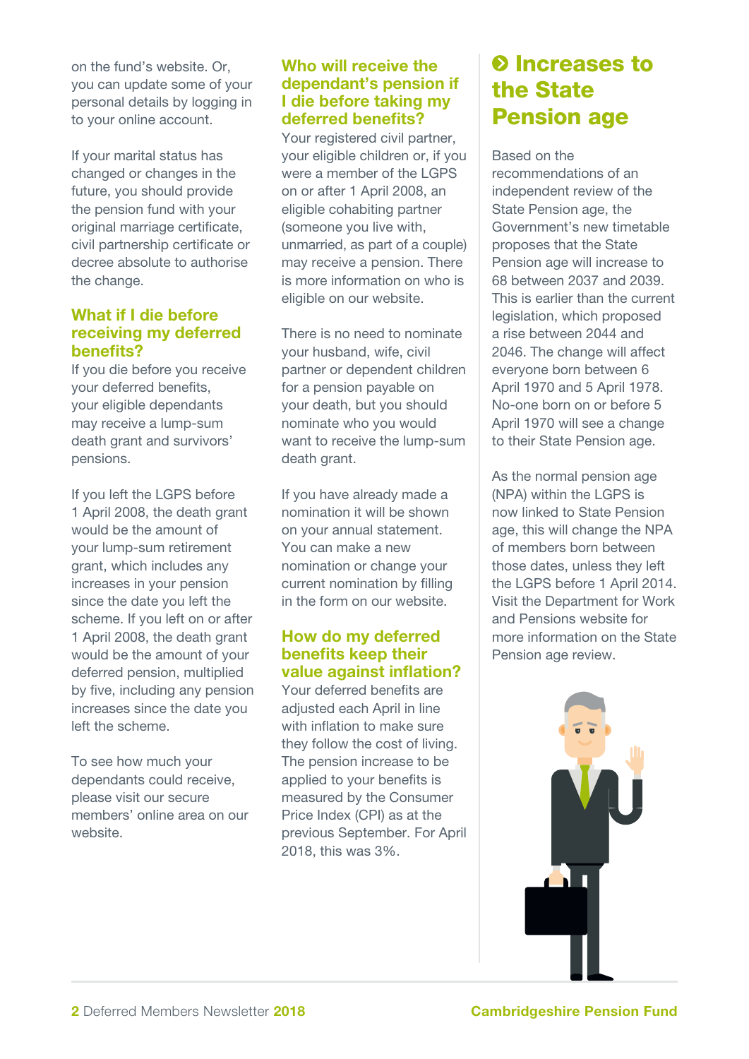on the fund's website. Or, you can update some of your personal details by logging in to your online account.

If your marital status has changed or changes in the future, you should provide the pension fund with your original marriage certificate, civil partnership certificate or decree absolute to authorise the change.

### What if I die before receiving my deferred benefits?

If you die before you receive your deferred benefits, your eligible dependants may receive a lump-sum death grant and survivors' pensions.

If you left the LGPS before 1 April 2008, the death grant would be the amount of your lump-sum retirement grant, which includes any increases in your pension since the date you left the scheme. If you left on or after 1 April 2008, the death grant would be the amount of your deferred pension, multiplied by five, including any pension increases since the date you left the scheme.

To see how much your dependants could receive, please visit our secure members' online area on our website.

### Who will receive the dependant's pension if I die before taking my deferred benefits?

Your registered civil partner, your eligible children or, if you were a member of the LGPS on or after 1 April 2008, an eligible cohabiting partner (someone you live with, unmarried, as part of a couple) may receive a pension. There is more information on who is eligible on our website.

There is no need to nominate your husband, wife, civil partner or dependent children for a pension payable on your death, but you should nominate who you would want to receive the lump-sum death grant.

If you have already made a nomination it will be shown on your annual statement. You can make a new nomination or change your current nomination by filling in the form on our website.

### How do my deferred benefits keep their value against inflation?

Your deferred benefits are adjusted each April in line with inflation to make sure they follow the cost of living. The pension increase to be applied to your benefits is measured by the Consumer Price Index (CPI) as at the previous September. For April 2018, this was 3%.

## Increases to the State Pension age

Based on the recommendations of an independent review of the State Pension age, the Government's new timetable proposes that the State Pension age will increase to 68 between 2037 and 2039. This is earlier than the current legislation, which proposed a rise between 2044 and 2046. The change will affect everyone born between 6 April 1970 and 5 April 1978. No-one born on or before 5 April 1970 will see a change to their State Pension age.

As the normal pension age (NPA) within the LGPS is now linked to State Pension age, this will change the NPA of members born between those dates, unless they left the LGPS before 1 April 2014. Visit the Department for Work and Pensions website for more information on the State Pension age review.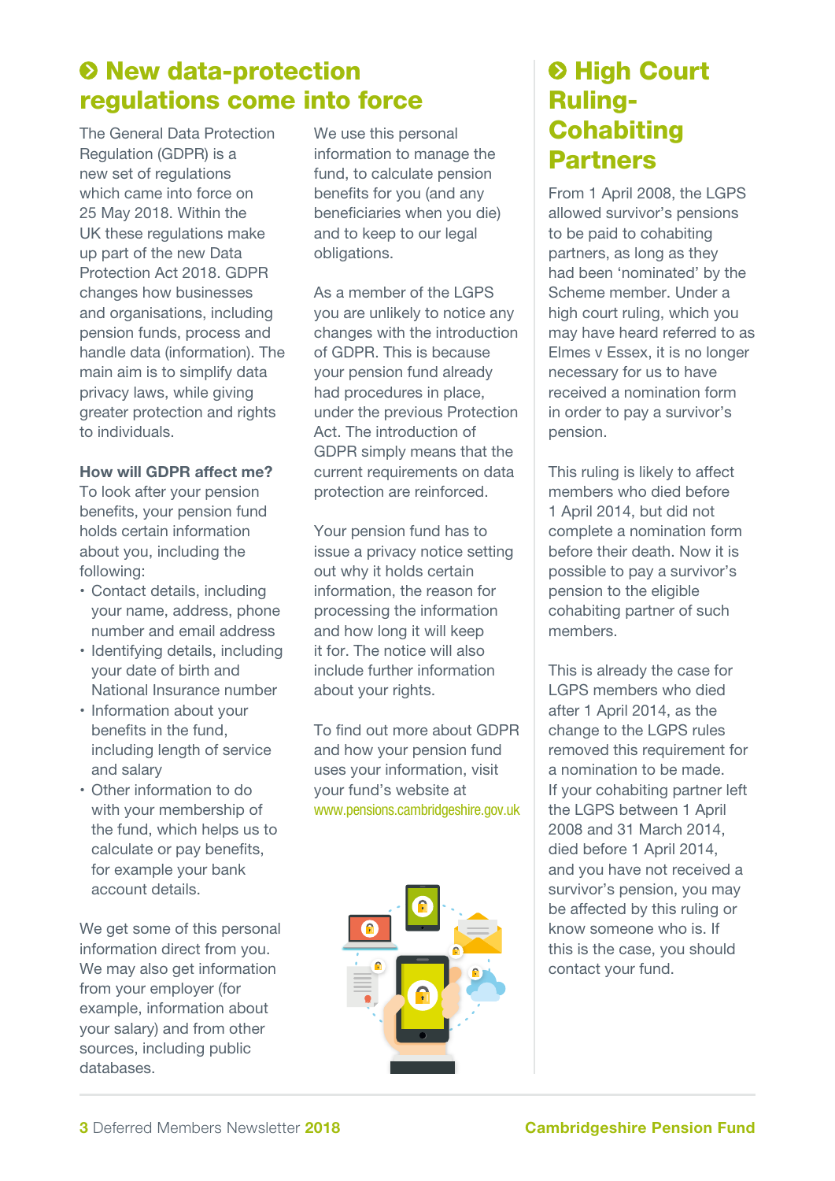## New data-protection regulations come into force

The General Data Protection Regulation (GDPR) is a new set of regulations which came into force on 25 May 2018. Within the UK these regulations make up part of the new Data Protection Act 2018. GDPR changes how businesses and organisations, including pension funds, process and handle data (information). The main aim is to simplify data privacy laws, while giving greater protection and rights to individuals.

**How will GDPR affect me?**

To look after your pension benefits, your pension fund holds certain information about you, including the following:

- Contact details, including your name, address, phone number and email address
- Identifying details, including your date of birth and National Insurance number
- Information about your benefits in the fund, including length of service and salary
- Other information to do with your membership of the fund, which helps us to calculate or pay benefits, for example your bank account details.

We get some of this personal information direct from you. We may also get information from your employer (for example, information about your salary) and from other sources, including public databases.

We use this personal information to manage the fund, to calculate pension benefits for you (and any beneficiaries when you die) and to keep to our legal obligations.

As a member of the LGPS you are unlikely to notice any changes with the introduction of GDPR. This is because your pension fund already had procedures in place, under the previous Protection Act. The introduction of GDPR simply means that the current requirements on data protection are reinforced.

Your pension fund has to issue a privacy notice setting out why it holds certain information, the reason for processing the information and how long it will keep it for. The notice will also include further information about your rights.

To find out more about GDPR and how your pension fund uses your information, visit your fund's website at www.pensions.cambridgeshire.gov.uk

## High Court Ruling- Cohabiting Partners

From 1 April 2008, the LGPS allowed survivor's pensions to be paid to cohabiting partners, as long as they had been 'nominated' by the Scheme member. Under a high court ruling, which you may have heard referred to as Elmes v Essex, it is no longer necessary for us to have received a nomination form in order to pay a survivor's pension.

This ruling is likely to affect members who died before 1 April 2014, but did not complete a nomination form before their death. Now it is possible to pay a survivor's pension to the eligible cohabiting partner of such members.

This is already the case for LGPS members who died after 1 April 2014, as the change to the LGPS rules removed this requirement for a nomination to be made. If your cohabiting partner left the LGPS between 1 April 2008 and 31 March 2014, died before 1 April 2014, and you have not received a survivor's pension, you may be affected by this ruling or know someone who is. If this is the case, you should contact your fund.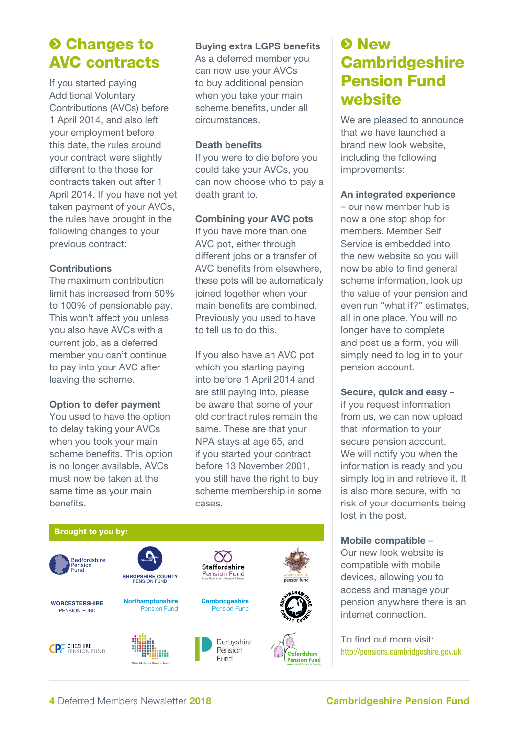# Changes to AVC contracts

If you started paying Additional Voluntary Contributions (AVCs) before 1 April 2014, and also left your employment before this date, the rules around your contract were slightly different to the those for contracts taken out after 1 April 2014. If you have not yet taken payment of your AVCs, the rules have brought in the following changes to your previous contract:

**Contributions**
The maximum contribution limit has increased from 50% to 100% of pensionable pay. This won't affect you unless you also have AVCs with a current job, as a deferred member you can't continue to pay into your AVC after leaving the scheme.

**Option to defer payment**
You used to have the option to delay taking your AVCs when you took your main scheme benefits. This option is no longer available, AVCs must now be taken at the same time as your main benefits.

**Buying extra LGPS benefits**
As a deferred member you can now use your AVCs to buy additional pension when you take your main scheme benefits, under all circumstances.

**Death benefits**
If you were to die before you could take your AVCs, you can now choose who to pay a death grant to.

**Combining your AVC pots**
If you have more than one AVC pot, either through different jobs or a transfer of AVC benefits from elsewhere, these pots will be automatically joined together when your main benefits are combined. Previously you used to have to tell us to do this.

If you also have an AVC pot which you starting paying into before 1 April 2014 and are still paying into, please be aware that some of your old contract rules remain the same. These are that your NPA stays at age 65, and if you started your contract before 13 November 2001, you still have the right to buy scheme membership in some cases.

**Brought to you by:**

Bedfordshire Pension Fund
SHROPSHIRE COUNTY PENSION FUND
Staffordshire Pension Fund
Warwickshire pension fund
WORCESTERSHIRE PENSION FUND
Northamptonshire Pension Fund
Cambridgeshire Pension Fund
Buckinghamshire County Council
CHESHIRE PENSION FUND
West Midlands Pension Fund
Derbyshire Pension Fund
Oxfordshire Pension Fund

# New Cambridgeshire Pension Fund website

We are pleased to announce that we have launched a brand new look website, including the following improvements:

**An integrated experience** – our new member hub is now a one stop shop for members. Member Self Service is embedded into the new website so you will now be able to find general scheme information, look up the value of your pension and even run "what if?" estimates, all in one place. You will no longer have to complete and post us a form, you will simply need to log in to your pension account.

**Secure, quick and easy** – if you request information from us, we can now upload that information to your secure pension account. We will notify you when the information is ready and you simply log in and retrieve it. It is also more secure, with no risk of your documents being lost in the post.

**Mobile compatible** – Our new look website is compatible with mobile devices, allowing you to access and manage your pension anywhere there is an internet connection.

To find out more visit:
http://pensions.cambridgeshire.gov.uk